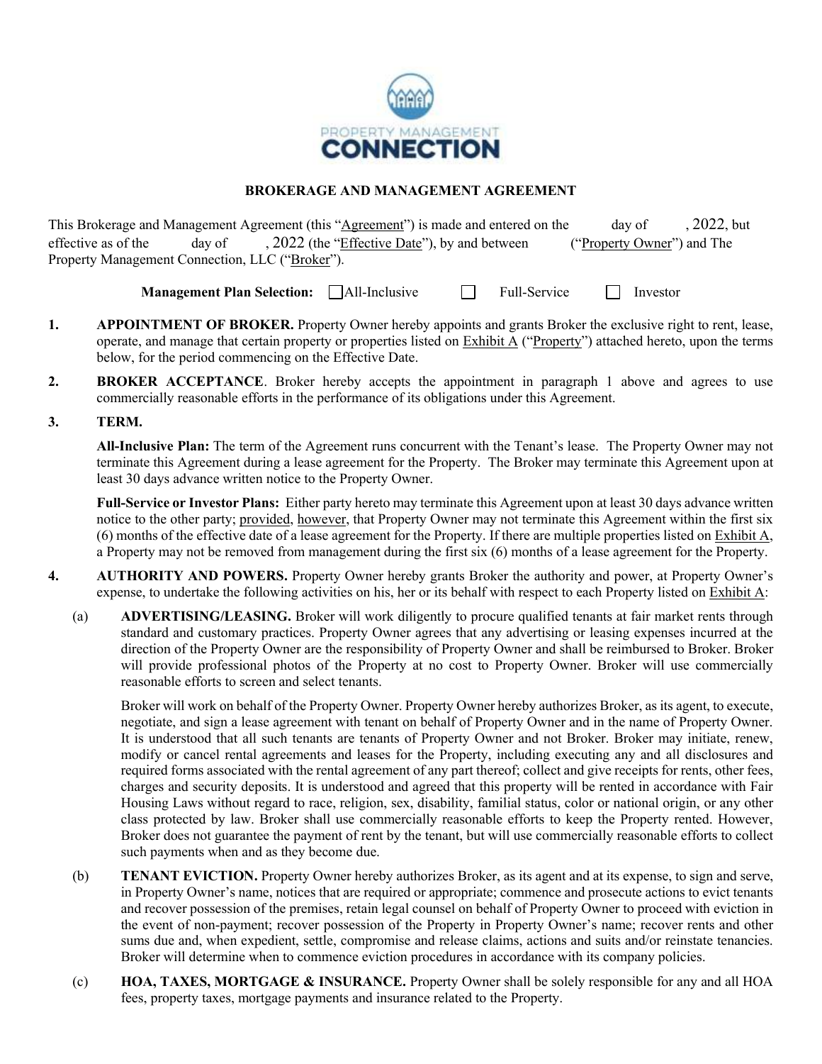PROPERTY MANAGEMENT
**CONNECTION**

## BROKERAGE AND MANAGEMENT AGREEMENT

This Brokerage and Management Agreement (this "Agreement") is made and entered on the day of , 2022, but effective as of the day of , 2022 (the "Effective Date"), by and between ("Property Owner") and The Property Management Connection, LLC ("Broker").

**Management Plan Selection:** ☐ All-Inclusive ☐ Full-Service ☐ Investor

1. **APPOINTMENT OF BROKER.** Property Owner hereby appoints and grants Broker the exclusive right to rent, lease, operate, and manage that certain property or properties listed on Exhibit A ("Property") attached hereto, upon the terms below, for the period commencing on the Effective Date.

2. **BROKER ACCEPTANCE**. Broker hereby accepts the appointment in paragraph 1 above and agrees to use commercially reasonable efforts in the performance of its obligations under this Agreement.

3. **TERM.**

   **All-Inclusive Plan:** The term of the Agreement runs concurrent with the Tenant's lease. The Property Owner may not terminate this Agreement during a lease agreement for the Property. The Broker may terminate this Agreement upon at least 30 days advance written notice to the Property Owner.

   **Full-Service or Investor Plans:** Either party hereto may terminate this Agreement upon at least 30 days advance written notice to the other party; provided, however, that Property Owner may not terminate this Agreement within the first six (6) months of the effective date of a lease agreement for the Property. If there are multiple properties listed on Exhibit A, a Property may not be removed from management during the first six (6) months of a lease agreement for the Property.

4. **AUTHORITY AND POWERS.** Property Owner hereby grants Broker the authority and power, at Property Owner's expense, to undertake the following activities on his, her or its behalf with respect to each Property listed on Exhibit A:

   (a) **ADVERTISING/LEASING.** Broker will work diligently to procure qualified tenants at fair market rents through standard and customary practices. Property Owner agrees that any advertising or leasing expenses incurred at the direction of the Property Owner are the responsibility of Property Owner and shall be reimbursed to Broker. Broker will provide professional photos of the Property at no cost to Property Owner. Broker will use commercially reasonable efforts to screen and select tenants.

   Broker will work on behalf of the Property Owner. Property Owner hereby authorizes Broker, as its agent, to execute, negotiate, and sign a lease agreement with tenant on behalf of Property Owner and in the name of Property Owner. It is understood that all such tenants are tenants of Property Owner and not Broker. Broker may initiate, renew, modify or cancel rental agreements and leases for the Property, including executing any and all disclosures and required forms associated with the rental agreement of any part thereof; collect and give receipts for rents, other fees, charges and security deposits. It is understood and agreed that this property will be rented in accordance with Fair Housing Laws without regard to race, religion, sex, disability, familial status, color or national origin, or any other class protected by law. Broker shall use commercially reasonable efforts to keep the Property rented. However, Broker does not guarantee the payment of rent by the tenant, but will use commercially reasonable efforts to collect such payments when and as they become due.

   (b) **TENANT EVICTION.** Property Owner hereby authorizes Broker, as its agent and at its expense, to sign and serve, in Property Owner's name, notices that are required or appropriate; commence and prosecute actions to evict tenants and recover possession of the premises, retain legal counsel on behalf of Property Owner to proceed with eviction in the event of non-payment; recover possession of the Property in Property Owner's name; recover rents and other sums due and, when expedient, settle, compromise and release claims, actions and suits and/or reinstate tenancies. Broker will determine when to commence eviction procedures in accordance with its company policies.

   (c) **HOA, TAXES, MORTGAGE & INSURANCE.** Property Owner shall be solely responsible for any and all HOA fees, property taxes, mortgage payments and insurance related to the Property.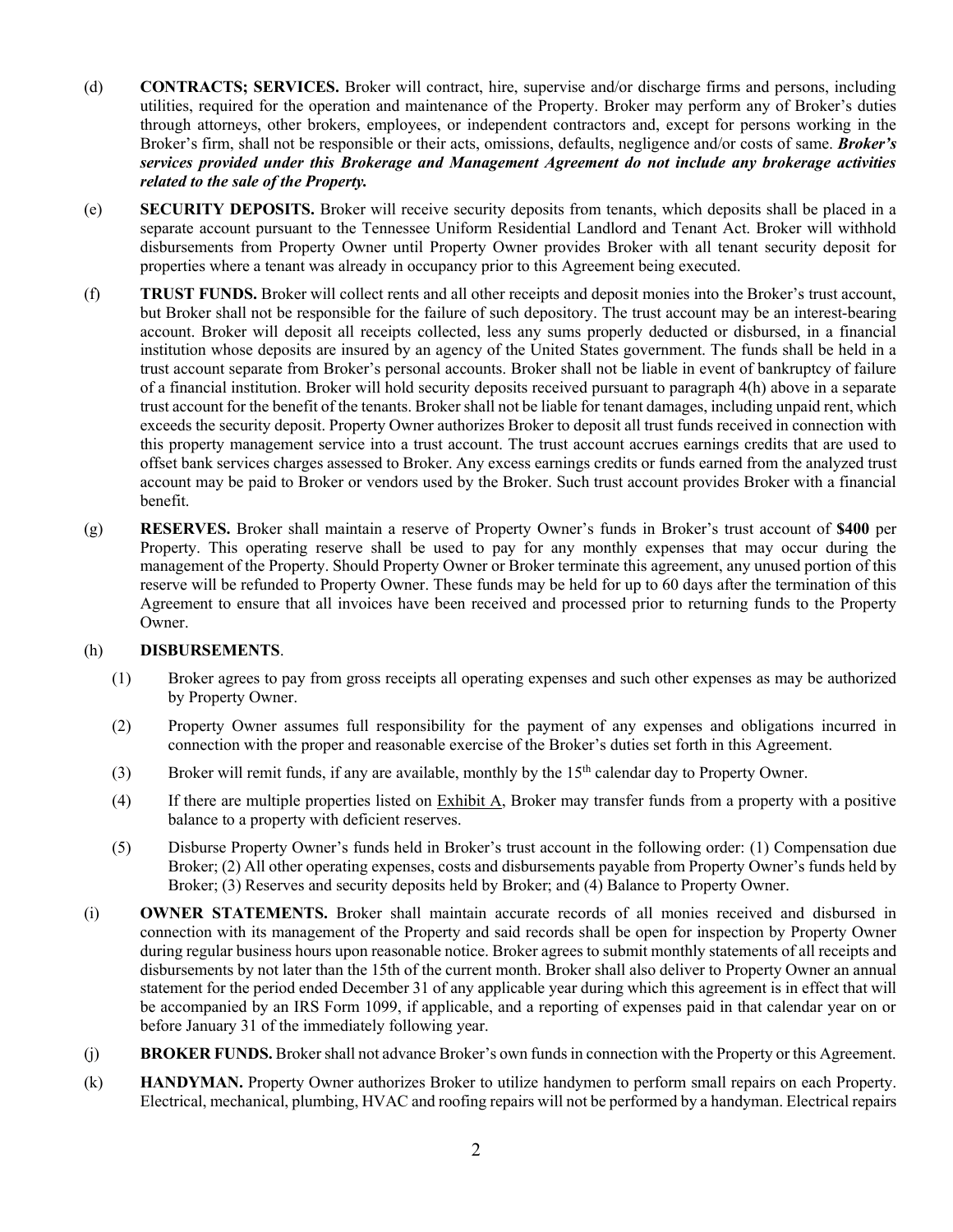(d) **CONTRACTS; SERVICES.** Broker will contract, hire, supervise and/or discharge firms and persons, including utilities, required for the operation and maintenance of the Property. Broker may perform any of Broker's duties through attorneys, other brokers, employees, or independent contractors and, except for persons working in the Broker's firm, shall not be responsible or their acts, omissions, defaults, negligence and/or costs of same. ***Broker's services provided under this Brokerage and Management Agreement do not include any brokerage activities related to the sale of the Property.***

(e) **SECURITY DEPOSITS.** Broker will receive security deposits from tenants, which deposits shall be placed in a separate account pursuant to the Tennessee Uniform Residential Landlord and Tenant Act. Broker will withhold disbursements from Property Owner until Property Owner provides Broker with all tenant security deposit for properties where a tenant was already in occupancy prior to this Agreement being executed.

(f) **TRUST FUNDS.** Broker will collect rents and all other receipts and deposit monies into the Broker's trust account, but Broker shall not be responsible for the failure of such depository. The trust account may be an interest-bearing account. Broker will deposit all receipts collected, less any sums properly deducted or disbursed, in a financial institution whose deposits are insured by an agency of the United States government. The funds shall be held in a trust account separate from Broker's personal accounts. Broker shall not be liable in event of bankruptcy of failure of a financial institution. Broker will hold security deposits received pursuant to paragraph 4(h) above in a separate trust account for the benefit of the tenants. Broker shall not be liable for tenant damages, including unpaid rent, which exceeds the security deposit. Property Owner authorizes Broker to deposit all trust funds received in connection with this property management service into a trust account. The trust account accrues earnings credits that are used to offset bank services charges assessed to Broker. Any excess earnings credits or funds earned from the analyzed trust account may be paid to Broker or vendors used by the Broker. Such trust account provides Broker with a financial benefit.

(g) **RESERVES.** Broker shall maintain a reserve of Property Owner's funds in Broker's trust account of **$400** per Property. This operating reserve shall be used to pay for any monthly expenses that may occur during the management of the Property. Should Property Owner or Broker terminate this agreement, any unused portion of this reserve will be refunded to Property Owner. These funds may be held for up to 60 days after the termination of this Agreement to ensure that all invoices have been received and processed prior to returning funds to the Property Owner.

(h) **DISBURSEMENTS**.

(1) Broker agrees to pay from gross receipts all operating expenses and such other expenses as may be authorized by Property Owner.

(2) Property Owner assumes full responsibility for the payment of any expenses and obligations incurred in connection with the proper and reasonable exercise of the Broker's duties set forth in this Agreement.

(3) Broker will remit funds, if any are available, monthly by the 15th calendar day to Property Owner.

(4) If there are multiple properties listed on Exhibit A, Broker may transfer funds from a property with a positive balance to a property with deficient reserves.

(5) Disburse Property Owner's funds held in Broker's trust account in the following order: (1) Compensation due Broker; (2) All other operating expenses, costs and disbursements payable from Property Owner's funds held by Broker; (3) Reserves and security deposits held by Broker; and (4) Balance to Property Owner.

(i) **OWNER STATEMENTS.** Broker shall maintain accurate records of all monies received and disbursed in connection with its management of the Property and said records shall be open for inspection by Property Owner during regular business hours upon reasonable notice. Broker agrees to submit monthly statements of all receipts and disbursements by not later than the 15th of the current month. Broker shall also deliver to Property Owner an annual statement for the period ended December 31 of any applicable year during which this agreement is in effect that will be accompanied by an IRS Form 1099, if applicable, and a reporting of expenses paid in that calendar year on or before January 31 of the immediately following year.

(j) **BROKER FUNDS.** Broker shall not advance Broker's own funds in connection with the Property or this Agreement.

(k) **HANDYMAN.** Property Owner authorizes Broker to utilize handymen to perform small repairs on each Property. Electrical, mechanical, plumbing, HVAC and roofing repairs will not be performed by a handyman. Electrical repairs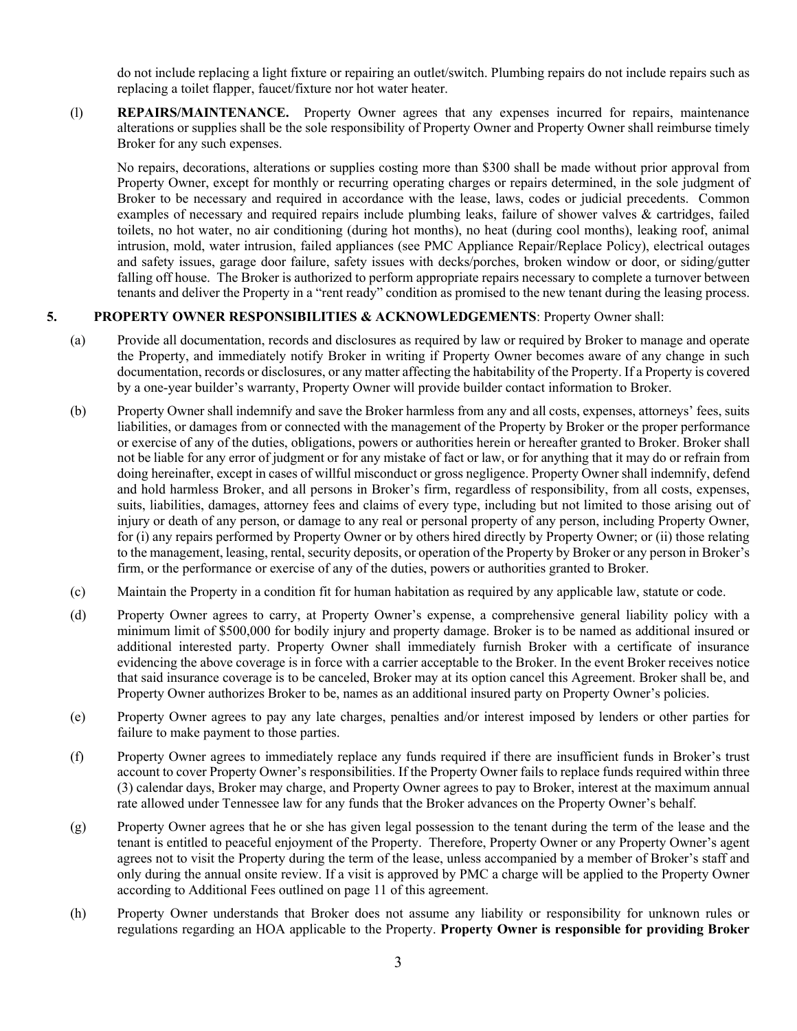do not include replacing a light fixture or repairing an outlet/switch. Plumbing repairs do not include repairs such as replacing a toilet flapper, faucet/fixture nor hot water heater.

(l) **REPAIRS/MAINTENANCE.** Property Owner agrees that any expenses incurred for repairs, maintenance alterations or supplies shall be the sole responsibility of Property Owner and Property Owner shall reimburse timely Broker for any such expenses.

No repairs, decorations, alterations or supplies costing more than $300 shall be made without prior approval from Property Owner, except for monthly or recurring operating charges or repairs determined, in the sole judgment of Broker to be necessary and required in accordance with the lease, laws, codes or judicial precedents. Common examples of necessary and required repairs include plumbing leaks, failure of shower valves & cartridges, failed toilets, no hot water, no air conditioning (during hot months), no heat (during cool months), leaking roof, animal intrusion, mold, water intrusion, failed appliances (see PMC Appliance Repair/Replace Policy), electrical outages and safety issues, garage door failure, safety issues with decks/porches, broken window or door, or siding/gutter falling off house. The Broker is authorized to perform appropriate repairs necessary to complete a turnover between tenants and deliver the Property in a "rent ready" condition as promised to the new tenant during the leasing process.

**5. PROPERTY OWNER RESPONSIBILITIES & ACKNOWLEDGEMENTS**: Property Owner shall:

(a) Provide all documentation, records and disclosures as required by law or required by Broker to manage and operate the Property, and immediately notify Broker in writing if Property Owner becomes aware of any change in such documentation, records or disclosures, or any matter affecting the habitability of the Property. If a Property is covered by a one-year builder's warranty, Property Owner will provide builder contact information to Broker.

(b) Property Owner shall indemnify and save the Broker harmless from any and all costs, expenses, attorneys' fees, suits liabilities, or damages from or connected with the management of the Property by Broker or the proper performance or exercise of any of the duties, obligations, powers or authorities herein or hereafter granted to Broker. Broker shall not be liable for any error of judgment or for any mistake of fact or law, or for anything that it may do or refrain from doing hereinafter, except in cases of willful misconduct or gross negligence. Property Owner shall indemnify, defend and hold harmless Broker, and all persons in Broker's firm, regardless of responsibility, from all costs, expenses, suits, liabilities, damages, attorney fees and claims of every type, including but not limited to those arising out of injury or death of any person, or damage to any real or personal property of any person, including Property Owner, for (i) any repairs performed by Property Owner or by others hired directly by Property Owner; or (ii) those relating to the management, leasing, rental, security deposits, or operation of the Property by Broker or any person in Broker's firm, or the performance or exercise of any of the duties, powers or authorities granted to Broker.

(c) Maintain the Property in a condition fit for human habitation as required by any applicable law, statute or code.

(d) Property Owner agrees to carry, at Property Owner's expense, a comprehensive general liability policy with a minimum limit of $500,000 for bodily injury and property damage. Broker is to be named as additional insured or additional interested party. Property Owner shall immediately furnish Broker with a certificate of insurance evidencing the above coverage is in force with a carrier acceptable to the Broker. In the event Broker receives notice that said insurance coverage is to be canceled, Broker may at its option cancel this Agreement. Broker shall be, and Property Owner authorizes Broker to be, names as an additional insured party on Property Owner's policies.

(e) Property Owner agrees to pay any late charges, penalties and/or interest imposed by lenders or other parties for failure to make payment to those parties.

(f) Property Owner agrees to immediately replace any funds required if there are insufficient funds in Broker's trust account to cover Property Owner's responsibilities. If the Property Owner fails to replace funds required within three (3) calendar days, Broker may charge, and Property Owner agrees to pay to Broker, interest at the maximum annual rate allowed under Tennessee law for any funds that the Broker advances on the Property Owner's behalf.

(g) Property Owner agrees that he or she has given legal possession to the tenant during the term of the lease and the tenant is entitled to peaceful enjoyment of the Property. Therefore, Property Owner or any Property Owner's agent agrees not to visit the Property during the term of the lease, unless accompanied by a member of Broker's staff and only during the annual onsite review. If a visit is approved by PMC a charge will be applied to the Property Owner according to Additional Fees outlined on page 11 of this agreement.

(h) Property Owner understands that Broker does not assume any liability or responsibility for unknown rules or regulations regarding an HOA applicable to the Property. **Property Owner is responsible for providing Broker**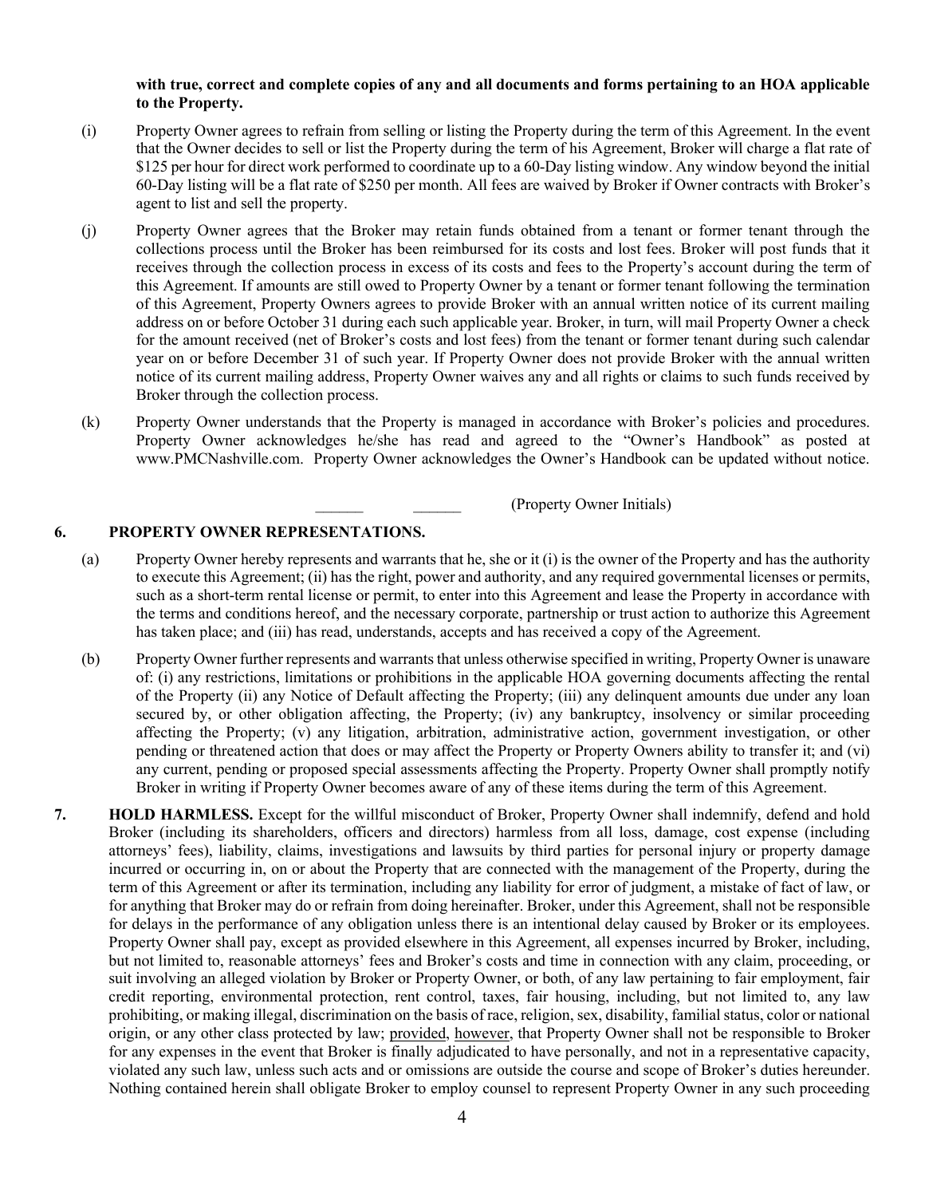**with true, correct and complete copies of any and all documents and forms pertaining to an HOA applicable to the Property.**

(i) Property Owner agrees to refrain from selling or listing the Property during the term of this Agreement. In the event that the Owner decides to sell or list the Property during the term of his Agreement, Broker will charge a flat rate of $125 per hour for direct work performed to coordinate up to a 60-Day listing window. Any window beyond the initial 60-Day listing will be a flat rate of $250 per month. All fees are waived by Broker if Owner contracts with Broker's agent to list and sell the property.

(j) Property Owner agrees that the Broker may retain funds obtained from a tenant or former tenant through the collections process until the Broker has been reimbursed for its costs and lost fees. Broker will post funds that it receives through the collection process in excess of its costs and fees to the Property's account during the term of this Agreement. If amounts are still owed to Property Owner by a tenant or former tenant following the termination of this Agreement, Property Owners agrees to provide Broker with an annual written notice of its current mailing address on or before October 31 during each such applicable year. Broker, in turn, will mail Property Owner a check for the amount received (net of Broker's costs and lost fees) from the tenant or former tenant during such calendar year on or before December 31 of such year. If Property Owner does not provide Broker with the annual written notice of its current mailing address, Property Owner waives any and all rights or claims to such funds received by Broker through the collection process.

(k) Property Owner understands that the Property is managed in accordance with Broker's policies and procedures. Property Owner acknowledges he/she has read and agreed to the "Owner's Handbook" as posted at www.PMCNashville.com. Property Owner acknowledges the Owner's Handbook can be updated without notice.

______ ______ (Property Owner Initials)

**6. PROPERTY OWNER REPRESENTATIONS.**

(a) Property Owner hereby represents and warrants that he, she or it (i) is the owner of the Property and has the authority to execute this Agreement; (ii) has the right, power and authority, and any required governmental licenses or permits, such as a short-term rental license or permit, to enter into this Agreement and lease the Property in accordance with the terms and conditions hereof, and the necessary corporate, partnership or trust action to authorize this Agreement has taken place; and (iii) has read, understands, accepts and has received a copy of the Agreement.

(b) Property Owner further represents and warrants that unless otherwise specified in writing, Property Owner is unaware of: (i) any restrictions, limitations or prohibitions in the applicable HOA governing documents affecting the rental of the Property (ii) any Notice of Default affecting the Property; (iii) any delinquent amounts due under any loan secured by, or other obligation affecting, the Property; (iv) any bankruptcy, insolvency or similar proceeding affecting the Property; (v) any litigation, arbitration, administrative action, government investigation, or other pending or threatened action that does or may affect the Property or Property Owners ability to transfer it; and (vi) any current, pending or proposed special assessments affecting the Property. Property Owner shall promptly notify Broker in writing if Property Owner becomes aware of any of these items during the term of this Agreement.

**7. HOLD HARMLESS.** Except for the willful misconduct of Broker, Property Owner shall indemnify, defend and hold Broker (including its shareholders, officers and directors) harmless from all loss, damage, cost expense (including attorneys' fees), liability, claims, investigations and lawsuits by third parties for personal injury or property damage incurred or occurring in, on or about the Property that are connected with the management of the Property, during the term of this Agreement or after its termination, including any liability for error of judgment, a mistake of fact of law, or for anything that Broker may do or refrain from doing hereinafter. Broker, under this Agreement, shall not be responsible for delays in the performance of any obligation unless there is an intentional delay caused by Broker or its employees. Property Owner shall pay, except as provided elsewhere in this Agreement, all expenses incurred by Broker, including, but not limited to, reasonable attorneys' fees and Broker's costs and time in connection with any claim, proceeding, or suit involving an alleged violation by Broker or Property Owner, or both, of any law pertaining to fair employment, fair credit reporting, environmental protection, rent control, taxes, fair housing, including, but not limited to, any law prohibiting, or making illegal, discrimination on the basis of race, religion, sex, disability, familial status, color or national origin, or any other class protected by law; provided, however, that Property Owner shall not be responsible to Broker for any expenses in the event that Broker is finally adjudicated to have personally, and not in a representative capacity, violated any such law, unless such acts and or omissions are outside the course and scope of Broker's duties hereunder. Nothing contained herein shall obligate Broker to employ counsel to represent Property Owner in any such proceeding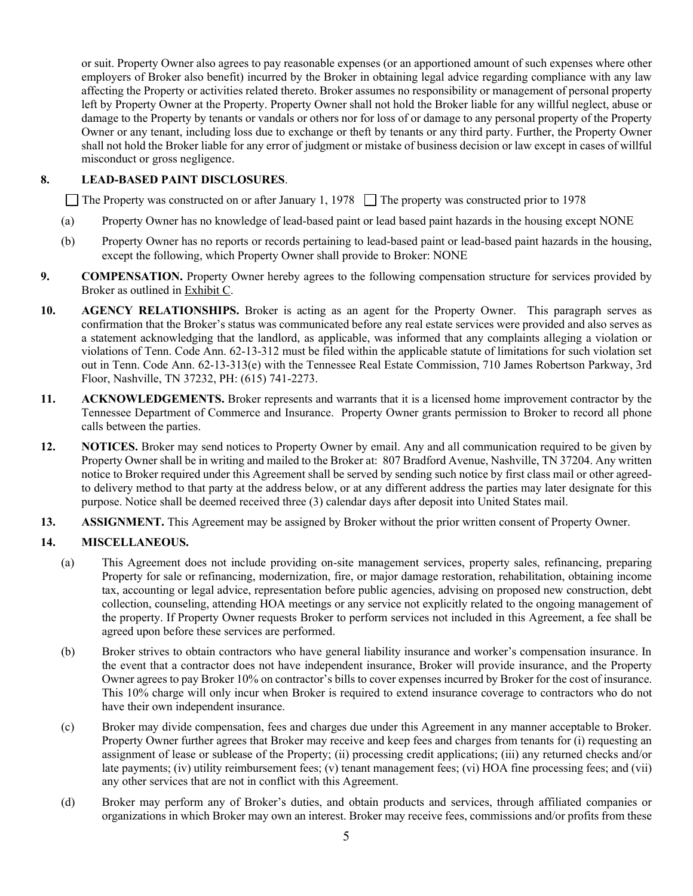or suit. Property Owner also agrees to pay reasonable expenses (or an apportioned amount of such expenses where other employers of Broker also benefit) incurred by the Broker in obtaining legal advice regarding compliance with any law affecting the Property or activities related thereto. Broker assumes no responsibility or management of personal property left by Property Owner at the Property. Property Owner shall not hold the Broker liable for any willful neglect, abuse or damage to the Property by tenants or vandals or others nor for loss of or damage to any personal property of the Property Owner or any tenant, including loss due to exchange or theft by tenants or any third party. Further, the Property Owner shall not hold the Broker liable for any error of judgment or mistake of business decision or law except in cases of willful misconduct or gross negligence.

**8. LEAD-BASED PAINT DISCLOSURES**.

☐ The Property was constructed on or after January 1, 1978 ☐ The property was constructed prior to 1978

(a) Property Owner has no knowledge of lead-based paint or lead based paint hazards in the housing except NONE

(b) Property Owner has no reports or records pertaining to lead-based paint or lead-based paint hazards in the housing, except the following, which Property Owner shall provide to Broker: NONE

**9. COMPENSATION.** Property Owner hereby agrees to the following compensation structure for services provided by Broker as outlined in Exhibit C.

**10. AGENCY RELATIONSHIPS.** Broker is acting as an agent for the Property Owner. This paragraph serves as confirmation that the Broker's status was communicated before any real estate services were provided and also serves as a statement acknowledging that the landlord, as applicable, was informed that any complaints alleging a violation or violations of Tenn. Code Ann. 62-13-312 must be filed within the applicable statute of limitations for such violation set out in Tenn. Code Ann. 62-13-313(e) with the Tennessee Real Estate Commission, 710 James Robertson Parkway, 3rd Floor, Nashville, TN 37232, PH: (615) 741-2273.

**11. ACKNOWLEDGEMENTS.** Broker represents and warrants that it is a licensed home improvement contractor by the Tennessee Department of Commerce and Insurance. Property Owner grants permission to Broker to record all phone calls between the parties.

**12. NOTICES.** Broker may send notices to Property Owner by email. Any and all communication required to be given by Property Owner shall be in writing and mailed to the Broker at: 807 Bradford Avenue, Nashville, TN 37204. Any written notice to Broker required under this Agreement shall be served by sending such notice by first class mail or other agreed-to delivery method to that party at the address below, or at any different address the parties may later designate for this purpose. Notice shall be deemed received three (3) calendar days after deposit into United States mail.

**13. ASSIGNMENT.** This Agreement may be assigned by Broker without the prior written consent of Property Owner.

**14. MISCELLANEOUS.**

(a) This Agreement does not include providing on-site management services, property sales, refinancing, preparing Property for sale or refinancing, modernization, fire, or major damage restoration, rehabilitation, obtaining income tax, accounting or legal advice, representation before public agencies, advising on proposed new construction, debt collection, counseling, attending HOA meetings or any service not explicitly related to the ongoing management of the property. If Property Owner requests Broker to perform services not included in this Agreement, a fee shall be agreed upon before these services are performed.

(b) Broker strives to obtain contractors who have general liability insurance and worker's compensation insurance. In the event that a contractor does not have independent insurance, Broker will provide insurance, and the Property Owner agrees to pay Broker 10% on contractor's bills to cover expenses incurred by Broker for the cost of insurance. This 10% charge will only incur when Broker is required to extend insurance coverage to contractors who do not have their own independent insurance.

(c) Broker may divide compensation, fees and charges due under this Agreement in any manner acceptable to Broker. Property Owner further agrees that Broker may receive and keep fees and charges from tenants for (i) requesting an assignment of lease or sublease of the Property; (ii) processing credit applications; (iii) any returned checks and/or late payments; (iv) utility reimbursement fees; (v) tenant management fees; (vi) HOA fine processing fees; and (vii) any other services that are not in conflict with this Agreement.

(d) Broker may perform any of Broker's duties, and obtain products and services, through affiliated companies or organizations in which Broker may own an interest. Broker may receive fees, commissions and/or profits from these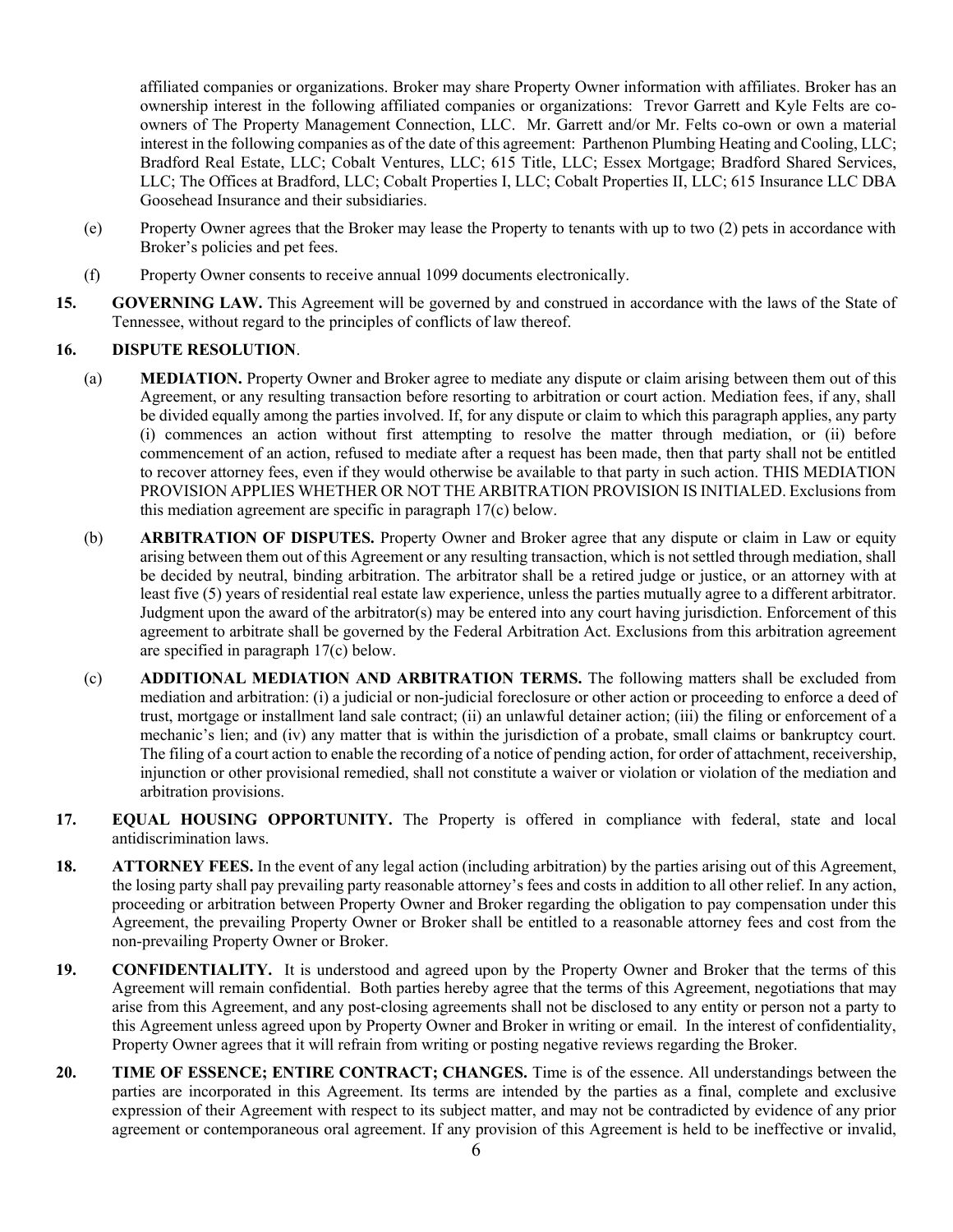affiliated companies or organizations. Broker may share Property Owner information with affiliates. Broker has an ownership interest in the following affiliated companies or organizations: Trevor Garrett and Kyle Felts are co-owners of The Property Management Connection, LLC. Mr. Garrett and/or Mr. Felts co-own or own a material interest in the following companies as of the date of this agreement: Parthenon Plumbing Heating and Cooling, LLC; Bradford Real Estate, LLC; Cobalt Ventures, LLC; 615 Title, LLC; Essex Mortgage; Bradford Shared Services, LLC; The Offices at Bradford, LLC; Cobalt Properties I, LLC; Cobalt Properties II, LLC; 615 Insurance LLC DBA Goosehead Insurance and their subsidiaries.

(e) Property Owner agrees that the Broker may lease the Property to tenants with up to two (2) pets in accordance with Broker's policies and pet fees.

(f) Property Owner consents to receive annual 1099 documents electronically.

**15. GOVERNING LAW.** This Agreement will be governed by and construed in accordance with the laws of the State of Tennessee, without regard to the principles of conflicts of law thereof.

**16. DISPUTE RESOLUTION**.

(a) **MEDIATION.** Property Owner and Broker agree to mediate any dispute or claim arising between them out of this Agreement, or any resulting transaction before resorting to arbitration or court action. Mediation fees, if any, shall be divided equally among the parties involved. If, for any dispute or claim to which this paragraph applies, any party (i) commences an action without first attempting to resolve the matter through mediation, or (ii) before commencement of an action, refused to mediate after a request has been made, then that party shall not be entitled to recover attorney fees, even if they would otherwise be available to that party in such action. THIS MEDIATION PROVISION APPLIES WHETHER OR NOT THE ARBITRATION PROVISION IS INITIALED. Exclusions from this mediation agreement are specific in paragraph 17(c) below.

(b) **ARBITRATION OF DISPUTES.** Property Owner and Broker agree that any dispute or claim in Law or equity arising between them out of this Agreement or any resulting transaction, which is not settled through mediation, shall be decided by neutral, binding arbitration. The arbitrator shall be a retired judge or justice, or an attorney with at least five (5) years of residential real estate law experience, unless the parties mutually agree to a different arbitrator. Judgment upon the award of the arbitrator(s) may be entered into any court having jurisdiction. Enforcement of this agreement to arbitrate shall be governed by the Federal Arbitration Act. Exclusions from this arbitration agreement are specified in paragraph 17(c) below.

(c) **ADDITIONAL MEDIATION AND ARBITRATION TERMS.** The following matters shall be excluded from mediation and arbitration: (i) a judicial or non-judicial foreclosure or other action or proceeding to enforce a deed of trust, mortgage or installment land sale contract; (ii) an unlawful detainer action; (iii) the filing or enforcement of a mechanic's lien; and (iv) any matter that is within the jurisdiction of a probate, small claims or bankruptcy court. The filing of a court action to enable the recording of a notice of pending action, for order of attachment, receivership, injunction or other provisional remedied, shall not constitute a waiver or violation or violation of the mediation and arbitration provisions.

**17. EQUAL HOUSING OPPORTUNITY.** The Property is offered in compliance with federal, state and local antidiscrimination laws.

**18. ATTORNEY FEES.** In the event of any legal action (including arbitration) by the parties arising out of this Agreement, the losing party shall pay prevailing party reasonable attorney's fees and costs in addition to all other relief. In any action, proceeding or arbitration between Property Owner and Broker regarding the obligation to pay compensation under this Agreement, the prevailing Property Owner or Broker shall be entitled to a reasonable attorney fees and cost from the non-prevailing Property Owner or Broker.

**19. CONFIDENTIALITY.** It is understood and agreed upon by the Property Owner and Broker that the terms of this Agreement will remain confidential. Both parties hereby agree that the terms of this Agreement, negotiations that may arise from this Agreement, and any post-closing agreements shall not be disclosed to any entity or person not a party to this Agreement unless agreed upon by Property Owner and Broker in writing or email. In the interest of confidentiality, Property Owner agrees that it will refrain from writing or posting negative reviews regarding the Broker.

**20. TIME OF ESSENCE; ENTIRE CONTRACT; CHANGES.** Time is of the essence. All understandings between the parties are incorporated in this Agreement. Its terms are intended by the parties as a final, complete and exclusive expression of their Agreement with respect to its subject matter, and may not be contradicted by evidence of any prior agreement or contemporaneous oral agreement. If any provision of this Agreement is held to be ineffective or invalid,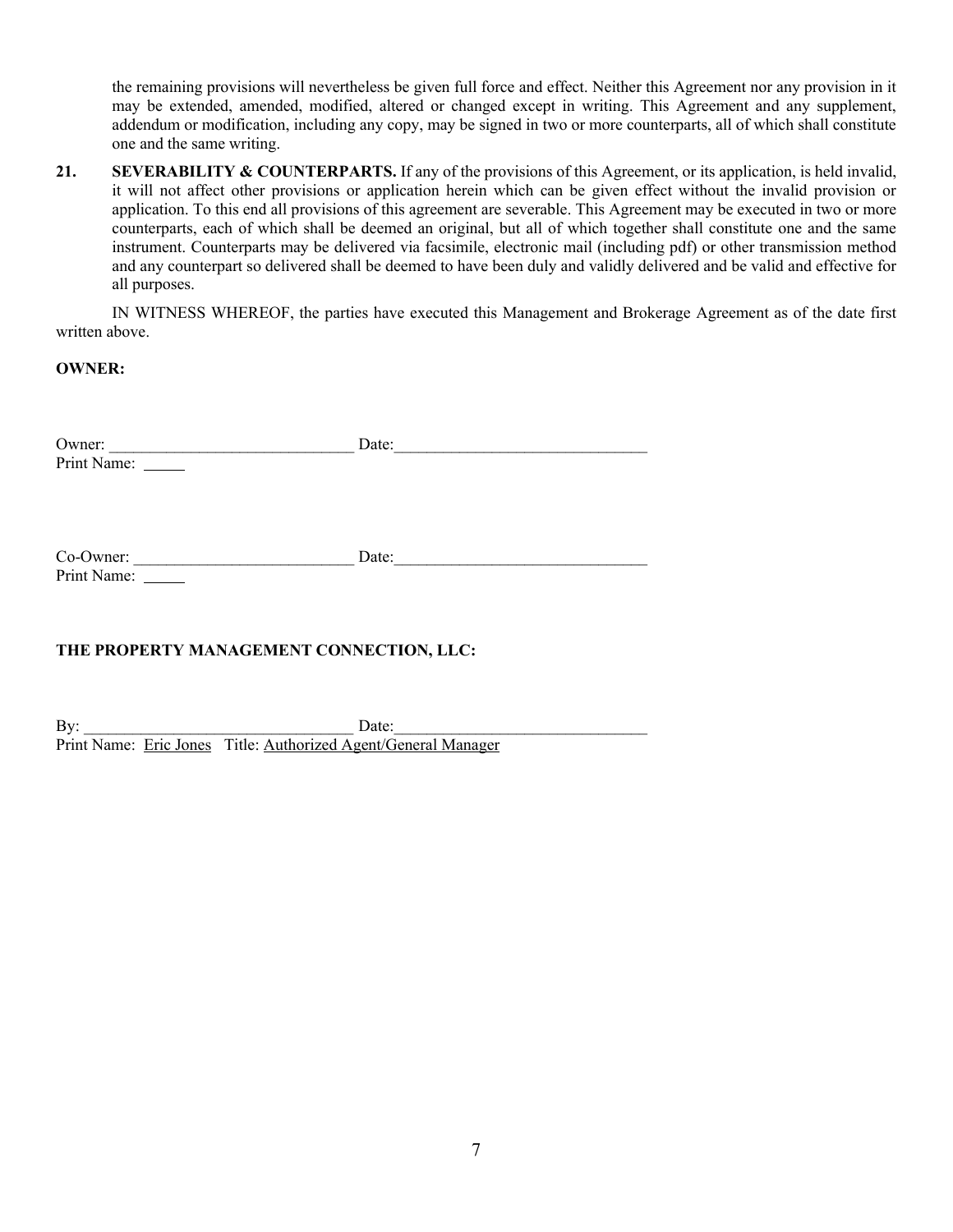the remaining provisions will nevertheless be given full force and effect. Neither this Agreement nor any provision in it may be extended, amended, modified, altered or changed except in writing. This Agreement and any supplement, addendum or modification, including any copy, may be signed in two or more counterparts, all of which shall constitute one and the same writing.

**21. SEVERABILITY & COUNTERPARTS.** If any of the provisions of this Agreement, or its application, is held invalid, it will not affect other provisions or application herein which can be given effect without the invalid provision or application. To this end all provisions of this agreement are severable. This Agreement may be executed in two or more counterparts, each of which shall be deemed an original, but all of which together shall constitute one and the same instrument. Counterparts may be delivered via facsimile, electronic mail (including pdf) or other transmission method and any counterpart so delivered shall be deemed to have been duly and validly delivered and be valid and effective for all purposes.

IN WITNESS WHEREOF, the parties have executed this Management and Brokerage Agreement as of the date first written above.

**OWNER:**

Owner: ______________________________ Date:_______________________________
Print Name: _____

Co-Owner: ___________________________ Date:_______________________________
Print Name: _____

**THE PROPERTY MANAGEMENT CONNECTION, LLC:**

By: _________________________________ Date:_______________________________
Print Name: Eric Jones Title: Authorized Agent/General Manager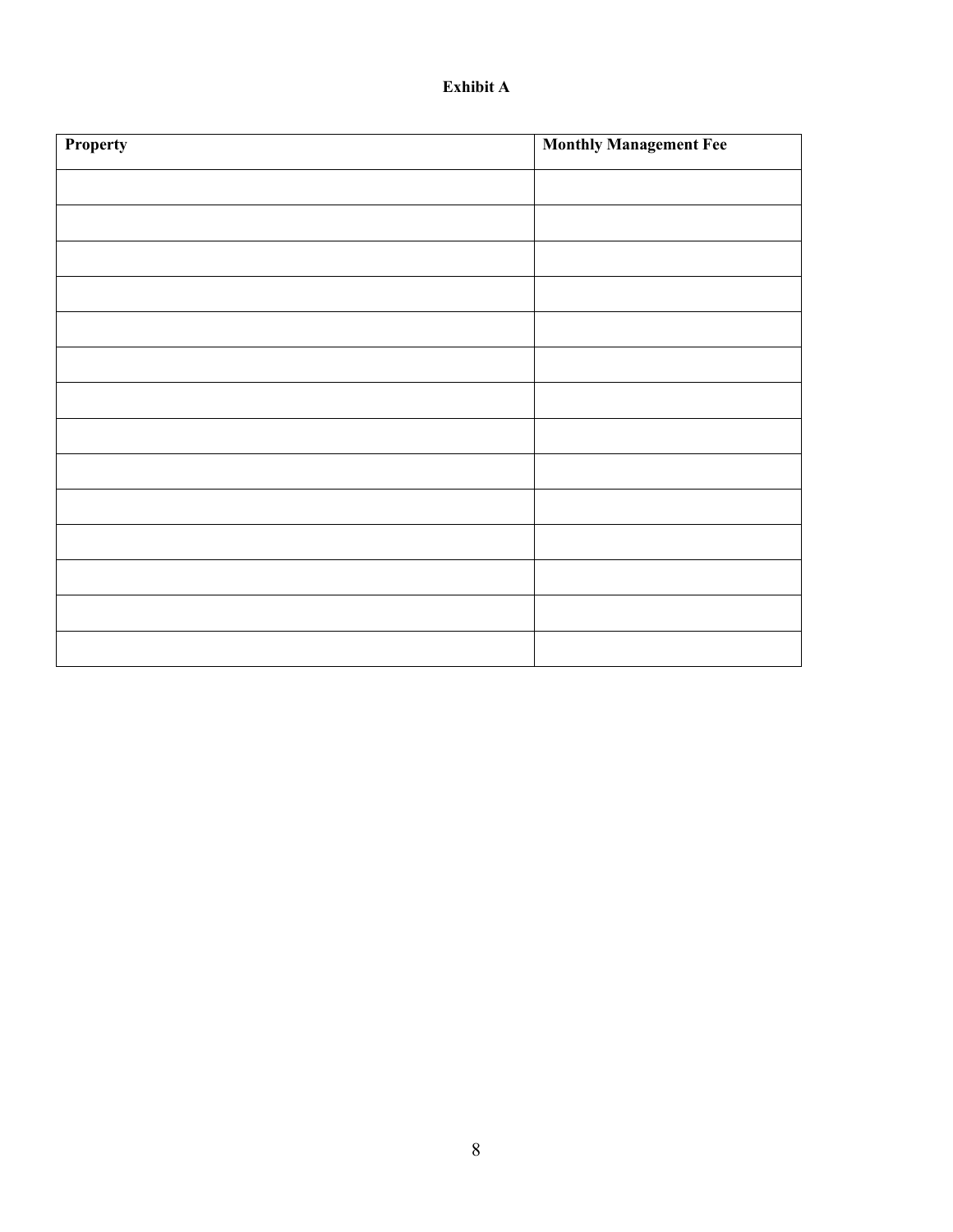**Exhibit A**

| Property | Monthly Management Fee |
|---|---|
| | |
| | |
| | |
| | |
| | |
| | |
| | |
| | |
| | |
| | |
| | |
| | |
| | |
| | |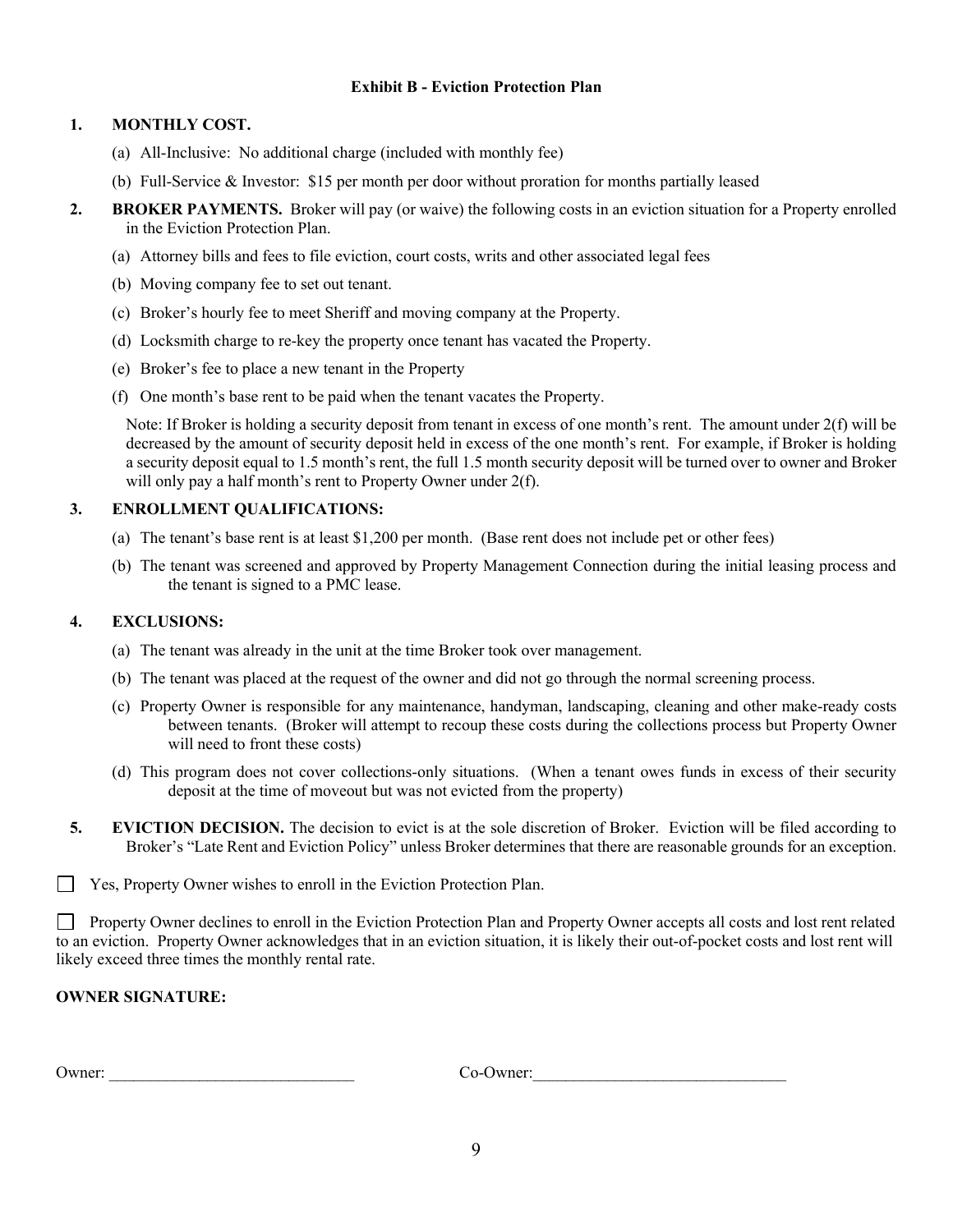## Exhibit B - Eviction Protection Plan

1. **MONTHLY COST.**
   - (a) All-Inclusive: No additional charge (included with monthly fee)
   - (b) Full-Service & Investor: $15 per month per door without proration for months partially leased

2. **BROKER PAYMENTS.** Broker will pay (or waive) the following costs in an eviction situation for a Property enrolled in the Eviction Protection Plan.
   - (a) Attorney bills and fees to file eviction, court costs, writs and other associated legal fees
   - (b) Moving company fee to set out tenant.
   - (c) Broker's hourly fee to meet Sheriff and moving company at the Property.
   - (d) Locksmith charge to re-key the property once tenant has vacated the Property.
   - (e) Broker's fee to place a new tenant in the Property
   - (f) One month's base rent to be paid when the tenant vacates the Property.

   Note: If Broker is holding a security deposit from tenant in excess of one month's rent. The amount under 2(f) will be decreased by the amount of security deposit held in excess of the one month's rent. For example, if Broker is holding a security deposit equal to 1.5 month's rent, the full 1.5 month security deposit will be turned over to owner and Broker will only pay a half month's rent to Property Owner under 2(f).

3. **ENROLLMENT QUALIFICATIONS:**
   - (a) The tenant's base rent is at least $1,200 per month. (Base rent does not include pet or other fees)
   - (b) The tenant was screened and approved by Property Management Connection during the initial leasing process and the tenant is signed to a PMC lease.

4. **EXCLUSIONS:**
   - (a) The tenant was already in the unit at the time Broker took over management.
   - (b) The tenant was placed at the request of the owner and did not go through the normal screening process.
   - (c) Property Owner is responsible for any maintenance, handyman, landscaping, cleaning and other make-ready costs between tenants. (Broker will attempt to recoup these costs during the collections process but Property Owner will need to front these costs)
   - (d) This program does not cover collections-only situations. (When a tenant owes funds in excess of their security deposit at the time of moveout but was not evicted from the property)

5. **EVICTION DECISION.** The decision to evict is at the sole discretion of Broker. Eviction will be filed according to Broker's "Late Rent and Eviction Policy" unless Broker determines that there are reasonable grounds for an exception.

☐ Yes, Property Owner wishes to enroll in the Eviction Protection Plan.

☐ Property Owner declines to enroll in the Eviction Protection Plan and Property Owner accepts all costs and lost rent related to an eviction. Property Owner acknowledges that in an eviction situation, it is likely their out-of-pocket costs and lost rent will likely exceed three times the monthly rental rate.

**OWNER SIGNATURE:**

Owner: ______________________________ Co-Owner: ______________________________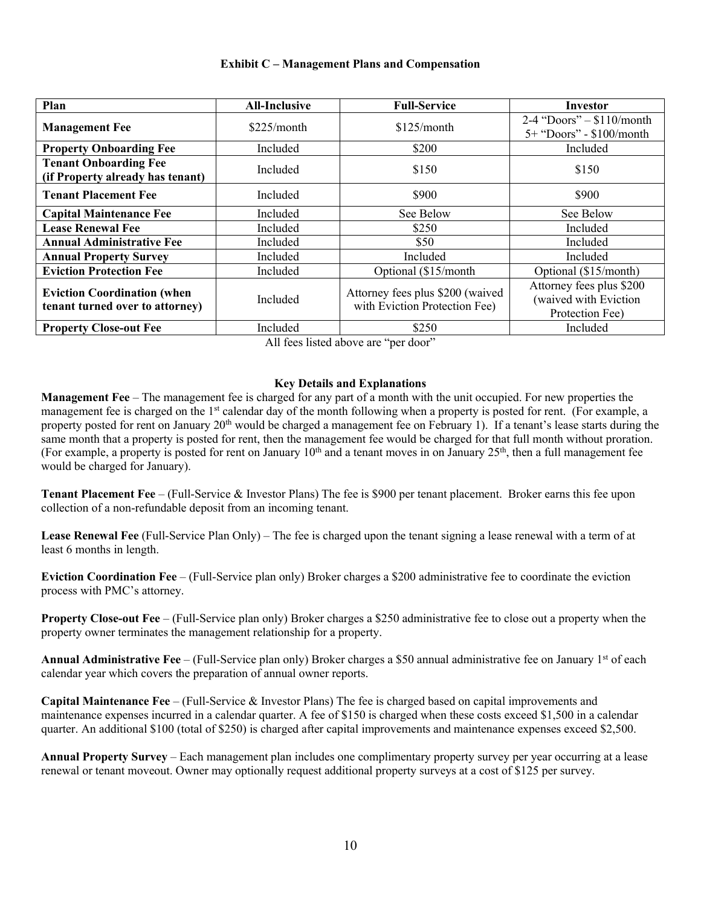### Exhibit C – Management Plans and Compensation

| Plan | All-Inclusive | Full-Service | Investor |
| --- | --- | --- | --- |
| **Management Fee** | $225/month | $125/month | 2-4 "Doors" – $110/month<br>5+ "Doors" - $100/month |
| **Property Onboarding Fee** | Included | $200 | Included |
| **Tenant Onboarding Fee (if Property already has tenant)** | Included | $150 | $150 |
| **Tenant Placement Fee** | Included | $900 | $900 |
| **Capital Maintenance Fee** | Included | See Below | See Below |
| **Lease Renewal Fee** | Included | $250 | Included |
| **Annual Administrative Fee** | Included | $50 | Included |
| **Annual Property Survey** | Included | Included | Included |
| **Eviction Protection Fee** | Included | Optional ($15/month | Optional ($15/month) |
| **Eviction Coordination (when tenant turned over to attorney)** | Included | Attorney fees plus $200 (waived with Eviction Protection Fee) | Attorney fees plus $200 (waived with Eviction Protection Fee) |
| **Property Close-out Fee** | Included | $250 | Included |

All fees listed above are "per door"

#### Key Details and Explanations

**Management Fee** – The management fee is charged for any part of a month with the unit occupied. For new properties the management fee is charged on the 1st calendar day of the month following when a property is posted for rent. (For example, a property posted for rent on January 20th would be charged a management fee on February 1). If a tenant's lease starts during the same month that a property is posted for rent, then the management fee would be charged for that full month without proration. (For example, a property is posted for rent on January 10th and a tenant moves in on January 25th, then a full management fee would be charged for January).

**Tenant Placement Fee** – (Full-Service & Investor Plans) The fee is $900 per tenant placement. Broker earns this fee upon collection of a non-refundable deposit from an incoming tenant.

**Lease Renewal Fee** (Full-Service Plan Only) – The fee is charged upon the tenant signing a lease renewal with a term of at least 6 months in length.

**Eviction Coordination Fee** – (Full-Service plan only) Broker charges a $200 administrative fee to coordinate the eviction process with PMC's attorney.

**Property Close-out Fee** – (Full-Service plan only) Broker charges a $250 administrative fee to close out a property when the property owner terminates the management relationship for a property.

**Annual Administrative Fee** – (Full-Service plan only) Broker charges a $50 annual administrative fee on January 1st of each calendar year which covers the preparation of annual owner reports.

**Capital Maintenance Fee** – (Full-Service & Investor Plans) The fee is charged based on capital improvements and maintenance expenses incurred in a calendar quarter. A fee of $150 is charged when these costs exceed $1,500 in a calendar quarter. An additional $100 (total of $250) is charged after capital improvements and maintenance expenses exceed $2,500.

**Annual Property Survey** – Each management plan includes one complimentary property survey per year occurring at a lease renewal or tenant moveout. Owner may optionally request additional property surveys at a cost of $125 per survey.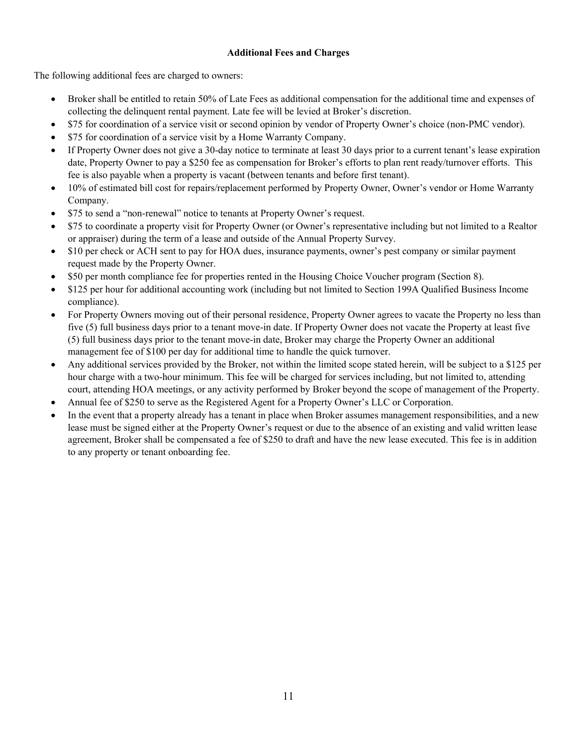**Additional Fees and Charges**

The following additional fees are charged to owners:

- Broker shall be entitled to retain 50% of Late Fees as additional compensation for the additional time and expenses of collecting the delinquent rental payment. Late fee will be levied at Broker's discretion.
- $75 for coordination of a service visit or second opinion by vendor of Property Owner's choice (non-PMC vendor).
- $75 for coordination of a service visit by a Home Warranty Company.
- If Property Owner does not give a 30-day notice to terminate at least 30 days prior to a current tenant's lease expiration date, Property Owner to pay a $250 fee as compensation for Broker's efforts to plan rent ready/turnover efforts. This fee is also payable when a property is vacant (between tenants and before first tenant).
- 10% of estimated bill cost for repairs/replacement performed by Property Owner, Owner's vendor or Home Warranty Company.
- $75 to send a "non-renewal" notice to tenants at Property Owner's request.
- $75 to coordinate a property visit for Property Owner (or Owner's representative including but not limited to a Realtor or appraiser) during the term of a lease and outside of the Annual Property Survey.
- $10 per check or ACH sent to pay for HOA dues, insurance payments, owner's pest company or similar payment request made by the Property Owner.
- $50 per month compliance fee for properties rented in the Housing Choice Voucher program (Section 8).
- $125 per hour for additional accounting work (including but not limited to Section 199A Qualified Business Income compliance).
- For Property Owners moving out of their personal residence, Property Owner agrees to vacate the Property no less than five (5) full business days prior to a tenant move-in date. If Property Owner does not vacate the Property at least five (5) full business days prior to the tenant move-in date, Broker may charge the Property Owner an additional management fee of $100 per day for additional time to handle the quick turnover.
- Any additional services provided by the Broker, not within the limited scope stated herein, will be subject to a $125 per hour charge with a two-hour minimum. This fee will be charged for services including, but not limited to, attending court, attending HOA meetings, or any activity performed by Broker beyond the scope of management of the Property.
- Annual fee of $250 to serve as the Registered Agent for a Property Owner's LLC or Corporation.
- In the event that a property already has a tenant in place when Broker assumes management responsibilities, and a new lease must be signed either at the Property Owner's request or due to the absence of an existing and valid written lease agreement, Broker shall be compensated a fee of $250 to draft and have the new lease executed. This fee is in addition to any property or tenant onboarding fee.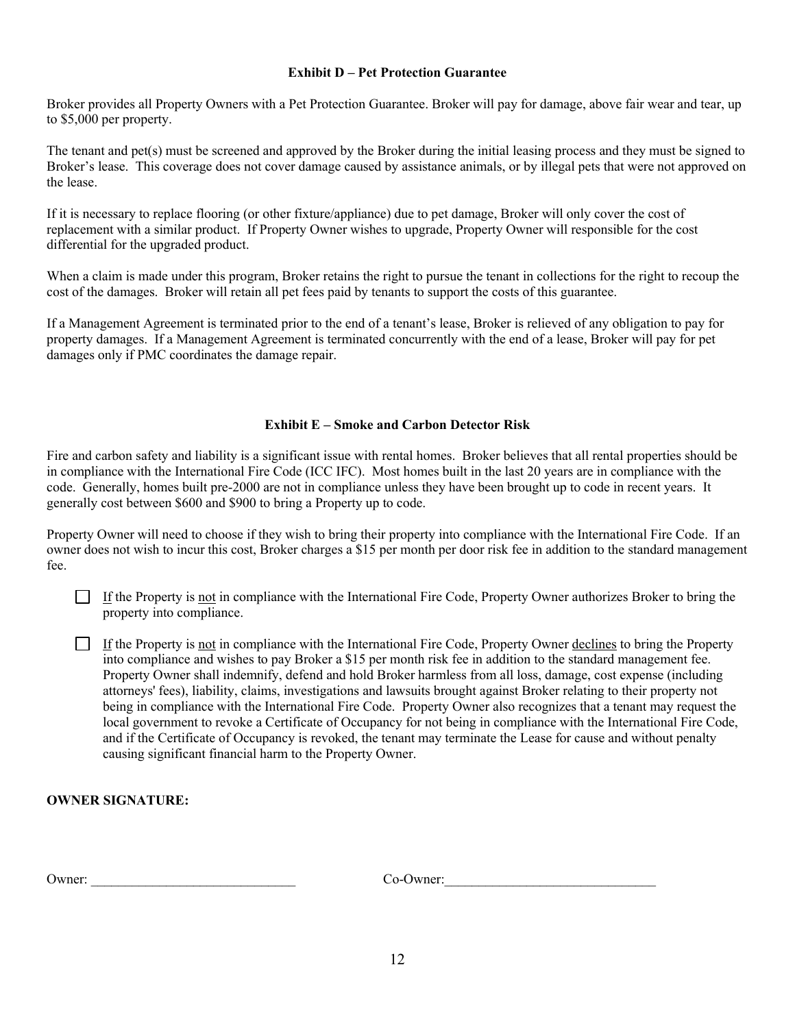**Exhibit D – Pet Protection Guarantee**

Broker provides all Property Owners with a Pet Protection Guarantee. Broker will pay for damage, above fair wear and tear, up to $5,000 per property.

The tenant and pet(s) must be screened and approved by the Broker during the initial leasing process and they must be signed to Broker's lease. This coverage does not cover damage caused by assistance animals, or by illegal pets that were not approved on the lease.

If it is necessary to replace flooring (or other fixture/appliance) due to pet damage, Broker will only cover the cost of replacement with a similar product. If Property Owner wishes to upgrade, Property Owner will responsible for the cost differential for the upgraded product.

When a claim is made under this program, Broker retains the right to pursue the tenant in collections for the right to recoup the cost of the damages. Broker will retain all pet fees paid by tenants to support the costs of this guarantee.

If a Management Agreement is terminated prior to the end of a tenant's lease, Broker is relieved of any obligation to pay for property damages. If a Management Agreement is terminated concurrently with the end of a lease, Broker will pay for pet damages only if PMC coordinates the damage repair.

**Exhibit E – Smoke and Carbon Detector Risk**

Fire and carbon safety and liability is a significant issue with rental homes. Broker believes that all rental properties should be in compliance with the International Fire Code (ICC IFC). Most homes built in the last 20 years are in compliance with the code. Generally, homes built pre-2000 are not in compliance unless they have been brought up to code in recent years. It generally cost between $600 and $900 to bring a Property up to code.

Property Owner will need to choose if they wish to bring their property into compliance with the International Fire Code. If an owner does not wish to incur this cost, Broker charges a $15 per month per door risk fee in addition to the standard management fee.

☐ If the Property is not in compliance with the International Fire Code, Property Owner authorizes Broker to bring the property into compliance.

☐ If the Property is not in compliance with the International Fire Code, Property Owner declines to bring the Property into compliance and wishes to pay Broker a $15 per month risk fee in addition to the standard management fee. Property Owner shall indemnify, defend and hold Broker harmless from all loss, damage, cost expense (including attorneys' fees), liability, claims, investigations and lawsuits brought against Broker relating to their property not being in compliance with the International Fire Code. Property Owner also recognizes that a tenant may request the local government to revoke a Certificate of Occupancy for not being in compliance with the International Fire Code, and if the Certificate of Occupancy is revoked, the tenant may terminate the Lease for cause and without penalty causing significant financial harm to the Property Owner.

**OWNER SIGNATURE:**

Owner: ______________________________ Co-Owner: _______________________________